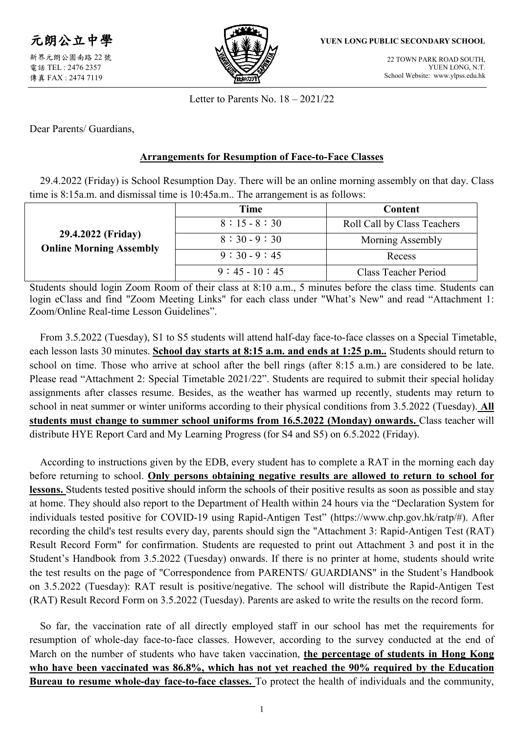元朗公立中學

新界元朗公園南路 22 號
電話 TEL : 2476 2357
傳真 FAX : 2474 7119

**YUEN LONG PUBLIC SECONDARY SCHOOL**

22 TOWN PARK ROAD SOUTH,
YUEN LONG, N.T.
School Website: www.ylpss.edu.hk

Letter to Parents No. 18 – 2021/22

Dear Parents/ Guardians,

**Arrangements for Resumption of Face-to-Face Classes**

29.4.2022 (Friday) is School Resumption Day. There will be an online morning assembly on that day. Class time is 8:15a.m. and dismissal time is 10:45a.m.. The arrangement is as follows:

| | Time | Content |
|---|---|---|
| **29.4.2022 (Friday) Online Morning Assembly** | 8：15 - 8：30 | Roll Call by Class Teachers |
| | 8：30 - 9：30 | Morning Assembly |
| | 9：30 - 9：45 | Recess |
| | 9：45 - 10：45 | Class Teacher Period |

Students should login Zoom Room of their class at 8:10 a.m., 5 minutes before the class time. Students can login eClass and find "Zoom Meeting Links" for each class under "What's New" and read "Attachment 1: Zoom/Online Real-time Lesson Guidelines".

From 3.5.2022 (Tuesday), S1 to S5 students will attend half-day face-to-face classes on a Special Timetable, each lesson lasts 30 minutes. **School day starts at 8:15 a.m. and ends at 1:25 p.m..** Students should return to school on time. Those who arrive at school after the bell rings (after 8:15 a.m.) are considered to be late. Please read "Attachment 2: Special Timetable 2021/22". Students are required to submit their special holiday assignments after classes resume. Besides, as the weather has warmed up recently, students may return to school in neat summer or winter uniforms according to their physical conditions from 3.5.2022 (Tuesday). **All students must change to summer school uniforms from 16.5.2022 (Monday) onwards.** Class teacher will distribute HYE Report Card and My Learning Progress (for S4 and S5) on 6.5.2022 (Friday).

According to instructions given by the EDB, every student has to complete a RAT in the morning each day before returning to school. **Only persons obtaining negative results are allowed to return to school for lessons.** Students tested positive should inform the schools of their positive results as soon as possible and stay at home. They should also report to the Department of Health within 24 hours via the "Declaration System for individuals tested positive for COVID-19 using Rapid-Antigen Test" (https://www.chp.gov.hk/ratp/#). After recording the child's test results every day, parents should sign the "Attachment 3: Rapid-Antigen Test (RAT) Result Record Form" for confirmation. Students are requested to print out Attachment 3 and post it in the Student's Handbook from 3.5.2022 (Tuesday) onwards. If there is no printer at home, students should write the test results on the page of "Correspondence from PARENTS/ GUARDIANS" in the Student's Handbook on 3.5.2022 (Tuesday): RAT result is positive/negative. The school will distribute the Rapid-Antigen Test (RAT) Result Record Form on 3.5.2022 (Tuesday). Parents are asked to write the results on the record form.

So far, the vaccination rate of all directly employed staff in our school has met the requirements for resumption of whole-day face-to-face classes. However, according to the survey conducted at the end of March on the number of students who have taken vaccination, **the percentage of students in Hong Kong who have been vaccinated was 86.8%, which has not yet reached the 90% required by the Education Bureau to resume whole-day face-to-face classes.** To protect the health of individuals and the community,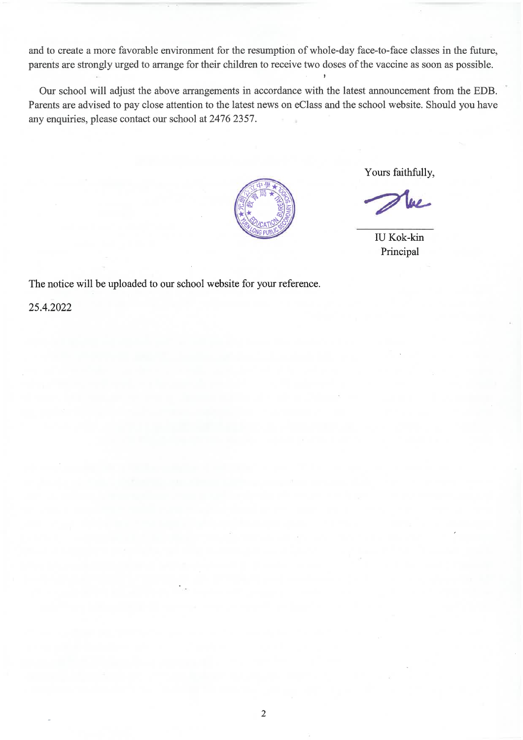and to create a more favorable environment for the resumption of whole-day face-to-face classes in the future, parents are strongly urged to arrange for their children to receive two doses of the vaccine as soon as possible.

Our school will adjust the above arrangements in accordance with the latest announcement from the EDB. Parents are advised to pay close attention to the latest news on eClass and the school website. Should you have any enquiries, please contact our school at 2476 2357.

Yours faithfully,

IU Kok-kin
Principal

The notice will be uploaded to our school website for your reference.

25.4.2022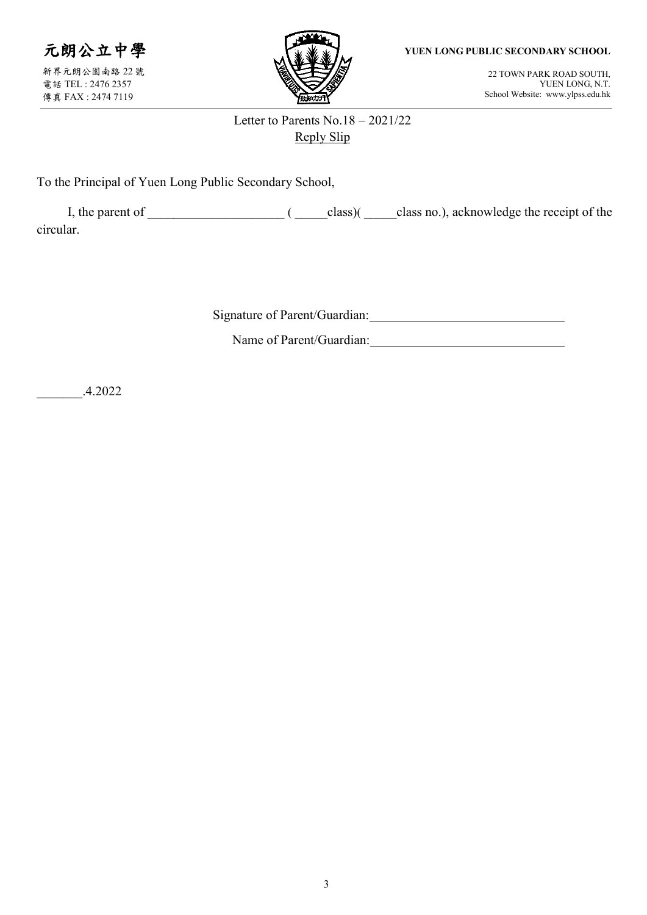元朗公立中學

新界元朗公園南路 22 號
電話 TEL : 2476 2357
傳真 FAX : 2474 7119

**YUEN LONG PUBLIC SECONDARY SCHOOL**

22 TOWN PARK ROAD SOUTH,
YUEN LONG, N.T.
School Website: www.ylpss.edu.hk

Letter to Parents No.18 – 2021/22

Reply Slip

To the Principal of Yuen Long Public Secondary School,

I, the parent of _____________________ ( _____class)( _____class no.), acknowledge the receipt of the circular.

Signature of Parent/Guardian: ______________________________

Name of Parent/Guardian: ______________________________

_______.4.2022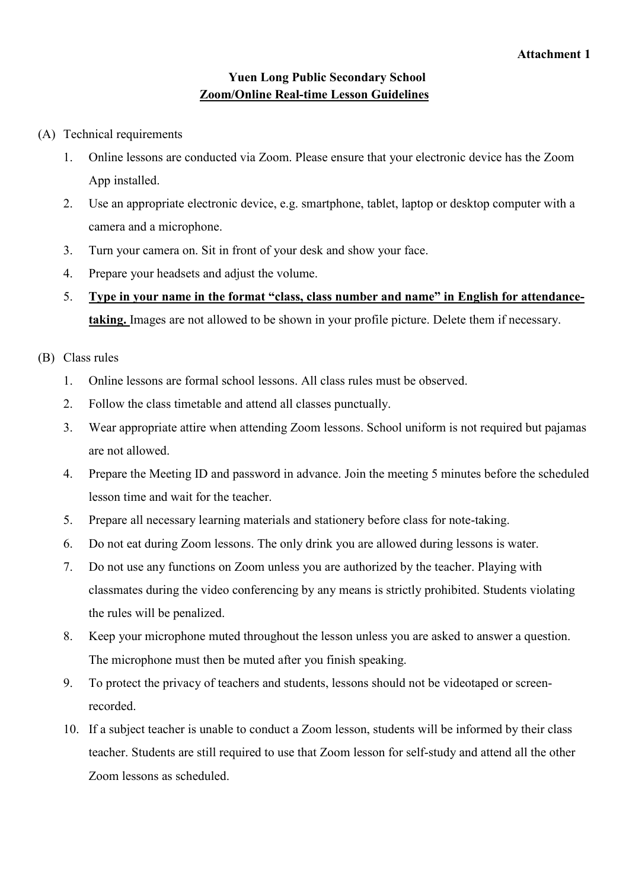**Attachment 1**

# Yuen Long Public Secondary School

## Zoom/Online Real-time Lesson Guidelines

(A) Technical requirements

1. Online lessons are conducted via Zoom. Please ensure that your electronic device has the Zoom App installed.
2. Use an appropriate electronic device, e.g. smartphone, tablet, laptop or desktop computer with a camera and a microphone.
3. Turn your camera on. Sit in front of your desk and show your face.
4. Prepare your headsets and adjust the volume.
5. **Type in your name in the format "class, class number and name" in English for attendance-taking.** Images are not allowed to be shown in your profile picture. Delete them if necessary.

(B) Class rules

1. Online lessons are formal school lessons. All class rules must be observed.
2. Follow the class timetable and attend all classes punctually.
3. Wear appropriate attire when attending Zoom lessons. School uniform is not required but pajamas are not allowed.
4. Prepare the Meeting ID and password in advance. Join the meeting 5 minutes before the scheduled lesson time and wait for the teacher.
5. Prepare all necessary learning materials and stationery before class for note-taking.
6. Do not eat during Zoom lessons. The only drink you are allowed during lessons is water.
7. Do not use any functions on Zoom unless you are authorized by the teacher. Playing with classmates during the video conferencing by any means is strictly prohibited. Students violating the rules will be penalized.
8. Keep your microphone muted throughout the lesson unless you are asked to answer a question. The microphone must then be muted after you finish speaking.
9. To protect the privacy of teachers and students, lessons should not be videotaped or screen-recorded.
10. If a subject teacher is unable to conduct a Zoom lesson, students will be informed by their class teacher. Students are still required to use that Zoom lesson for self-study and attend all the other Zoom lessons as scheduled.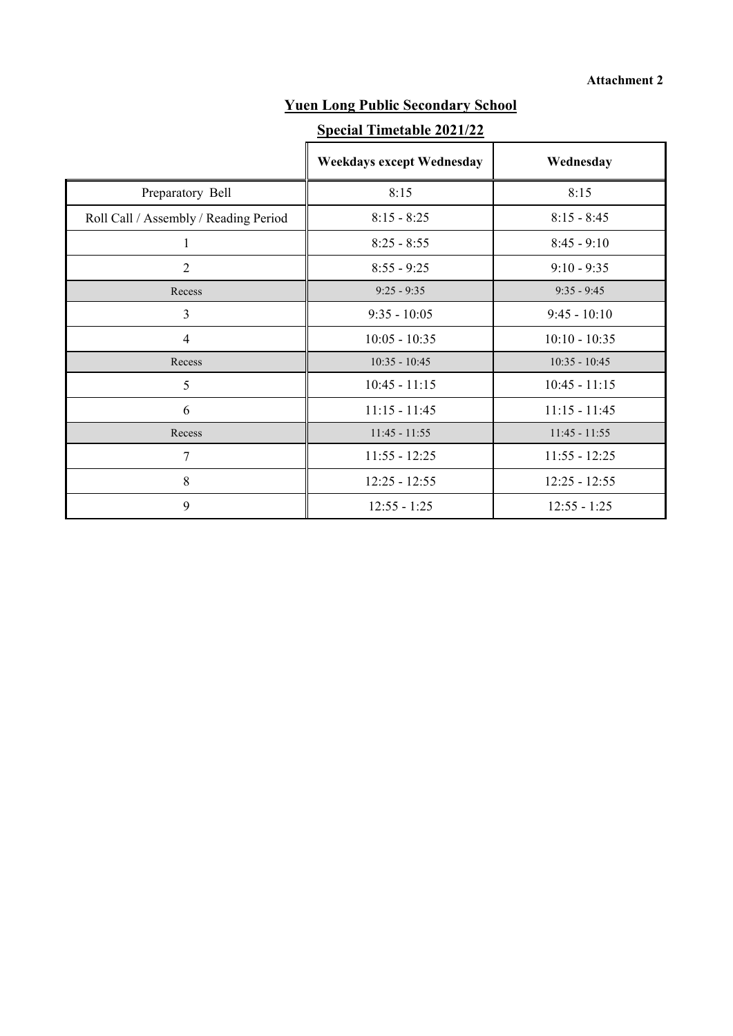**Attachment 2**

## Yuen Long Public Secondary School

### Special Timetable 2021/22

| | Weekdays except Wednesday | Wednesday |
|---|---|---|
| Preparatory Bell | 8:15 | 8:15 |
| Roll Call / Assembly / Reading Period | 8:15 - 8:25 | 8:15 - 8:45 |
| 1 | 8:25 - 8:55 | 8:45 - 9:10 |
| 2 | 8:55 - 9:25 | 9:10 - 9:35 |
| Recess | 9:25 - 9:35 | 9:35 - 9:45 |
| 3 | 9:35 - 10:05 | 9:45 - 10:10 |
| 4 | 10:05 - 10:35 | 10:10 - 10:35 |
| Recess | 10:35 - 10:45 | 10:35 - 10:45 |
| 5 | 10:45 - 11:15 | 10:45 - 11:15 |
| 6 | 11:15 - 11:45 | 11:15 - 11:45 |
| Recess | 11:45 - 11:55 | 11:45 - 11:55 |
| 7 | 11:55 - 12:25 | 11:55 - 12:25 |
| 8 | 12:25 - 12:55 | 12:25 - 12:55 |
| 9 | 12:55 - 1:25 | 12:55 - 1:25 |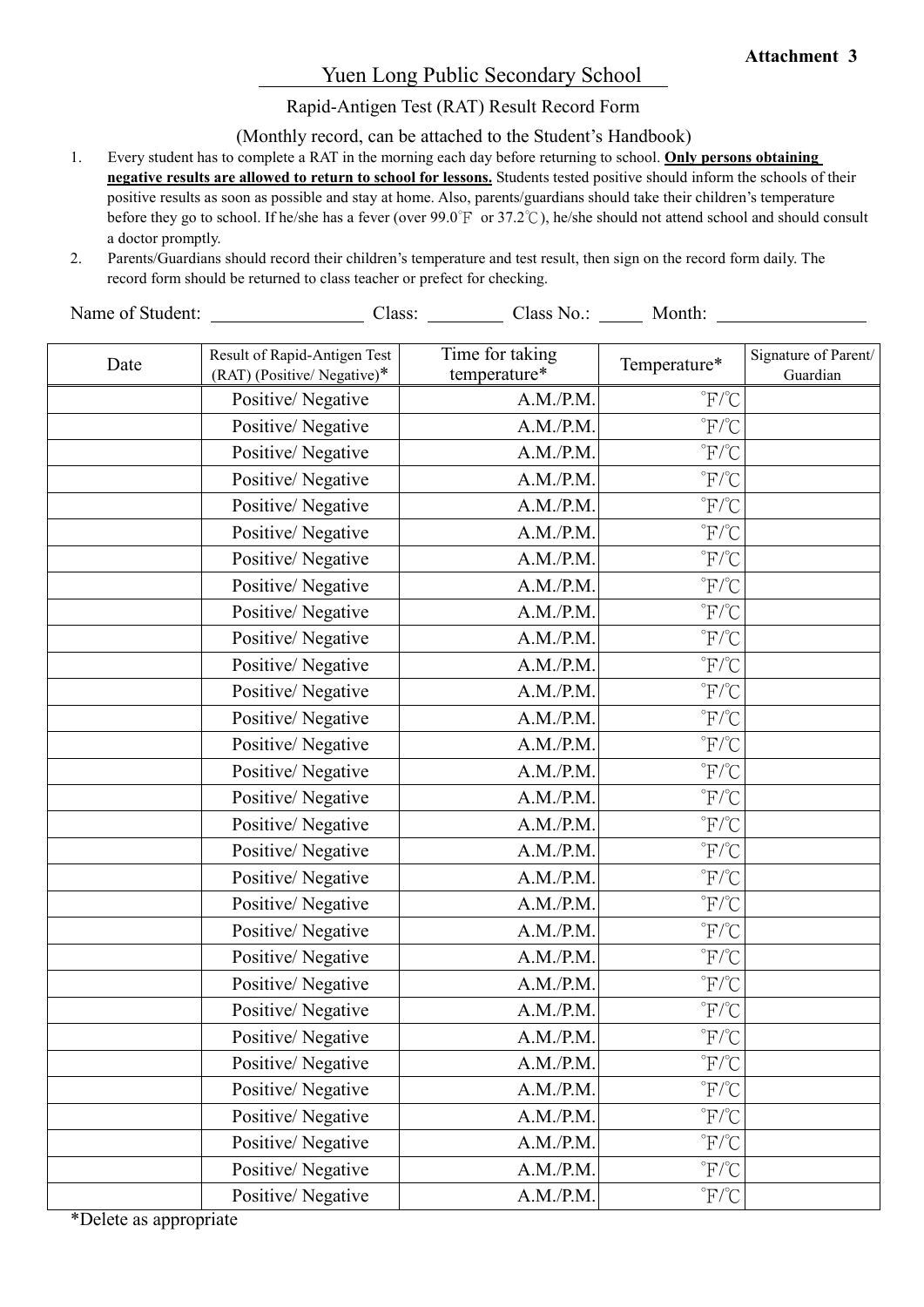**Attachment 3**

# Yuen Long Public Secondary School

Rapid-Antigen Test (RAT) Result Record Form

(Monthly record, can be attached to the Student's Handbook)

1. Every student has to complete a RAT in the morning each day before returning to school. **Only persons obtaining negative results are allowed to return to school for lessons.** Students tested positive should inform the schools of their positive results as soon as possible and stay at home. Also, parents/guardians should take their children's temperature before they go to school. If he/she has a fever (over 99.0°F or 37.2°C), he/she should not attend school and should consult a doctor promptly.
2. Parents/Guardians should record their children's temperature and test result, then sign on the record form daily. The record form should be returned to class teacher or prefect for checking.

Name of Student: ________________ Class: ________ Class No.: _____ Month: ________________

| Date | Result of Rapid-Antigen Test (RAT) (Positive/ Negative)* | Time for taking temperature* | Temperature* | Signature of Parent/ Guardian |
|---|---|---|---|---|
| | Positive/ Negative | A.M./P.M. | °F/°C | |
| | Positive/ Negative | A.M./P.M. | °F/°C | |
| | Positive/ Negative | A.M./P.M. | °F/°C | |
| | Positive/ Negative | A.M./P.M. | °F/°C | |
| | Positive/ Negative | A.M./P.M. | °F/°C | |
| | Positive/ Negative | A.M./P.M. | °F/°C | |
| | Positive/ Negative | A.M./P.M. | °F/°C | |
| | Positive/ Negative | A.M./P.M. | °F/°C | |
| | Positive/ Negative | A.M./P.M. | °F/°C | |
| | Positive/ Negative | A.M./P.M. | °F/°C | |
| | Positive/ Negative | A.M./P.M. | °F/°C | |
| | Positive/ Negative | A.M./P.M. | °F/°C | |
| | Positive/ Negative | A.M./P.M. | °F/°C | |
| | Positive/ Negative | A.M./P.M. | °F/°C | |
| | Positive/ Negative | A.M./P.M. | °F/°C | |
| | Positive/ Negative | A.M./P.M. | °F/°C | |
| | Positive/ Negative | A.M./P.M. | °F/°C | |
| | Positive/ Negative | A.M./P.M. | °F/°C | |
| | Positive/ Negative | A.M./P.M. | °F/°C | |
| | Positive/ Negative | A.M./P.M. | °F/°C | |
| | Positive/ Negative | A.M./P.M. | °F/°C | |
| | Positive/ Negative | A.M./P.M. | °F/°C | |
| | Positive/ Negative | A.M./P.M. | °F/°C | |
| | Positive/ Negative | A.M./P.M. | °F/°C | |
| | Positive/ Negative | A.M./P.M. | °F/°C | |
| | Positive/ Negative | A.M./P.M. | °F/°C | |
| | Positive/ Negative | A.M./P.M. | °F/°C | |
| | Positive/ Negative | A.M./P.M. | °F/°C | |
| | Positive/ Negative | A.M./P.M. | °F/°C | |
| | Positive/ Negative | A.M./P.M. | °F/°C | |
| | Positive/ Negative | A.M./P.M. | °F/°C | |

*Delete as appropriate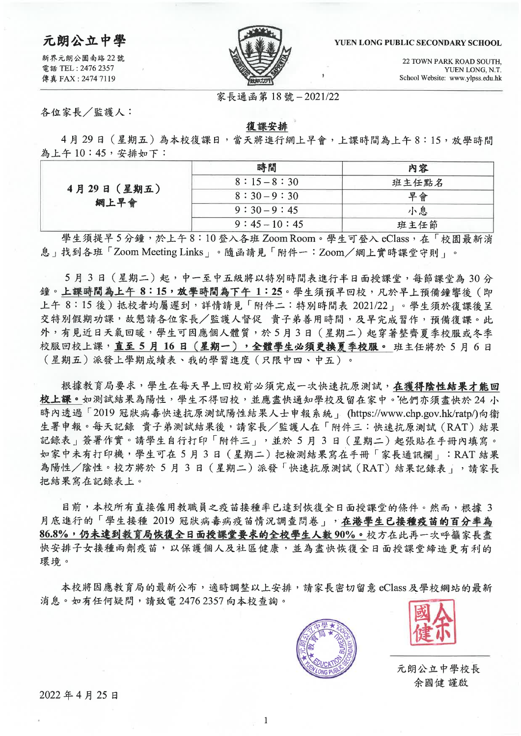# 元朗公立中學

新界元朗公園南路 22 號
電話 TEL : 2476 2357
傳真 FAX : 2474 7119

YUEN LONG PUBLIC SECONDARY SCHOOL

22 TOWN PARK ROAD SOUTH,
YUEN LONG, N.T.
School Website: www.ylpss.edu.hk

家長通函第 18 號 – 2021/22

各位家長／監護人：

**復課安排**

4 月 29 日（星期五）為本校復課日，當天將進行網上早會，上課時間為上午 8：15，放學時間為上午 10：45，安排如下：

| | 時間 | 內容 |
|---|---|---|
| **4 月 29 日（星期五）網上早會** | 8：15 – 8：30 | 班主任點名 |
| | 8：30 – 9：30 | 早會 |
| | 9：30 – 9：45 | 小息 |
| | 9：45 – 10：45 | 班主任節 |

學生須提早 5 分鐘，於上午 8：10 登入各班 Zoom Room。學生可登入 eClass，在「校園最新消息」找到各班「Zoom Meeting Links」。隨函請見「附件一：Zoom／網上實時課堂守則」。

5 月 3 日（星期二）起，中一至中五級將以特別時間表進行半日面授課堂，每節課堂為 30 分鐘。**上課時間為上午 8：15，放學時間為下午 1：25**。學生須預早回校，凡於早上預備鐘響後（即上午 8：15 後）抵校者均屬遲到，詳情請見「附件二：特別時間表 2021/22」。學生須於復課後呈交特別假期功課，故懇請各位家長／監護人督促 貴子弟善用時間，及早完成習作，預備復課。此外，有見近日天氣回暖，學生可因應個人體質，於 5 月 3 日（星期二）起穿著整齊夏季校服或冬季校服回校上課，**直至 5 月 16 日（星期一），全體學生必須更換夏季校服。** 班主任將於 5 月 6 日（星期五）派發上學期成績表、我的學習進度（只限中四、中五）。

根據教育局要求，學生在每天早上回校前必須完成一次快速抗原測試，**在獲得陰性結果才能回校上課。**如測試結果為陽性，學生不得回校，並應盡快通知學校及留在家中。他們亦須盡快於 24 小時內透過「2019 冠狀病毒快速抗原測試陽性結果人士申報系統」(https://www.chp.gov.hk/ratp/)向衞生署申報。每天記錄 貴子弟測試結果後，請家長／監護人在「附件三：快速抗原測試（RAT）結果記錄表」簽署作實。請學生自行打印「附件三」，並於 5 月 3 日（星期二）起張貼在手冊內填寫。如家中未有打印機，學生可在 5 月 3 日（星期二）把檢測結果寫在手冊「家長通訊欄」：RAT 結果為陽性／陰性。校方將於 5 月 3 日（星期二）派發「快速抗原測試（RAT）結果記錄表」，請家長把結果寫在記錄表上。

目前，本校所有直接僱用教職員之疫苗接種率已達到恢復全日面授課堂的條件。然而，根據 3 月底進行的「學生接種 2019 冠狀病毒病疫苗情況調查問卷」，**在港學生已接種疫苗的百分率為 86.8%，仍未達到教育局恢復全日面授課堂要求的全校學生人數 90%。**校方在此再一次呼籲家長盡快安排子女接種兩劑疫苗，以保護個人及社區健康，並為盡快恢復全日面授課堂締造更有利的環境。

本校將因應教育局的最新公布，適時調整以上安排，請家長密切留意 eClass 及學校網站的最新消息。如有任何疑問，請致電 2476 2357 向本校查詢。

元朗公立中學校長
余國健 謹啟

2022 年 4 月 25 日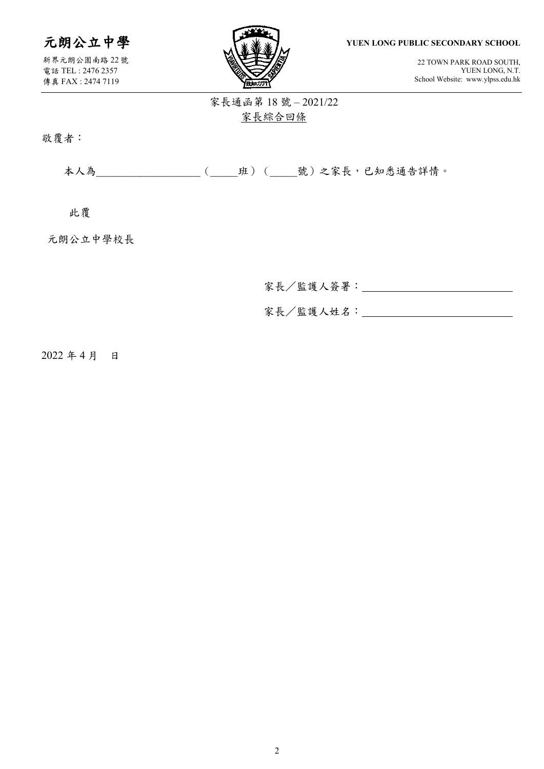# 元朗公立中學

新界元朗公園南路 22 號
電話 TEL : 2476 2357
傳真 FAX : 2474 7119

**YUEN LONG PUBLIC SECONDARY SCHOOL**

22 TOWN PARK ROAD SOUTH,
YUEN LONG, N.T.
School Website: www.ylpss.edu.hk

家長通函第 18 號 – 2021/22

家長綜合回條

敬覆者：

本人為___________________（_____班）（_____號）之家長，已知悉通告詳情。

此覆

元朗公立中學校長

家長／監護人簽署：____________________________

家長／監護人姓名：____________________________

2022 年 4 月　日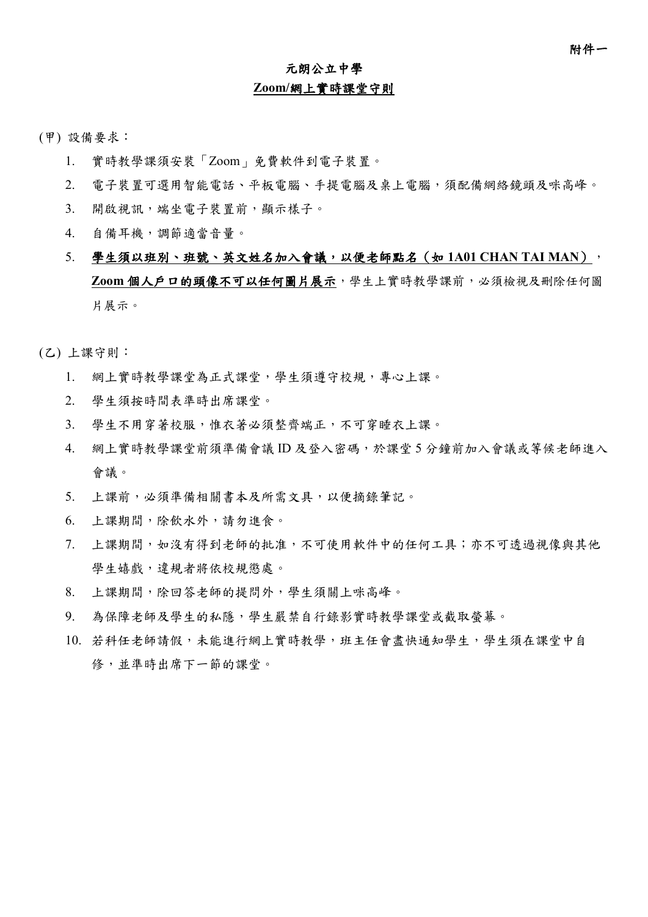附件一

# 元朗公立中學

## Zoom/網上實時課堂守則

(甲) 設備要求：

1. 實時教學課須安裝「Zoom」免費軟件到電子裝置。
2. 電子裝置可選用智能電話、平板電腦、手提電腦及桌上電腦，須配備網絡鏡頭及咪高峰。
3. 開啟視訊，端坐電子裝置前，顯示樣子。
4. 自備耳機，調節適當音量。
5. **學生須以班別、班號、英文姓名加入會議，以便老師點名（如 1A01 CHAN TAI MAN）**，**Zoom 個人戶口的頭像不可以任何圖片展示**，學生上實時教學課前，必須檢視及刪除任何圖片展示。

(乙) 上課守則：

1. 網上實時教學課堂為正式課堂，學生須遵守校規，專心上課。
2. 學生須按時間表準時出席課堂。
3. 學生不用穿著校服，惟衣著必須整齊端正，不可穿睡衣上課。
4. 網上實時教學課堂前須準備會議 ID 及登入密碼，於課堂 5 分鐘前加入會議或等候老師進入會議。
5. 上課前，必須準備相關書本及所需文具，以便摘錄筆記。
6. 上課期間，除飲水外，請勿進食。
7. 上課期間，如沒有得到老師的批准，不可使用軟件中的任何工具；亦不可透過視像與其他學生嬉戲，違規者將依校規懲處。
8. 上課期間，除回答老師的提問外，學生須關上咪高峰。
9. 為保障老師及學生的私隱，學生嚴禁自行錄影實時教學課堂或截取螢幕。
10. 若科任老師請假，未能進行網上實時教學，班主任會盡快通知學生，學生須在課堂中自修，並準時出席下一節的課堂。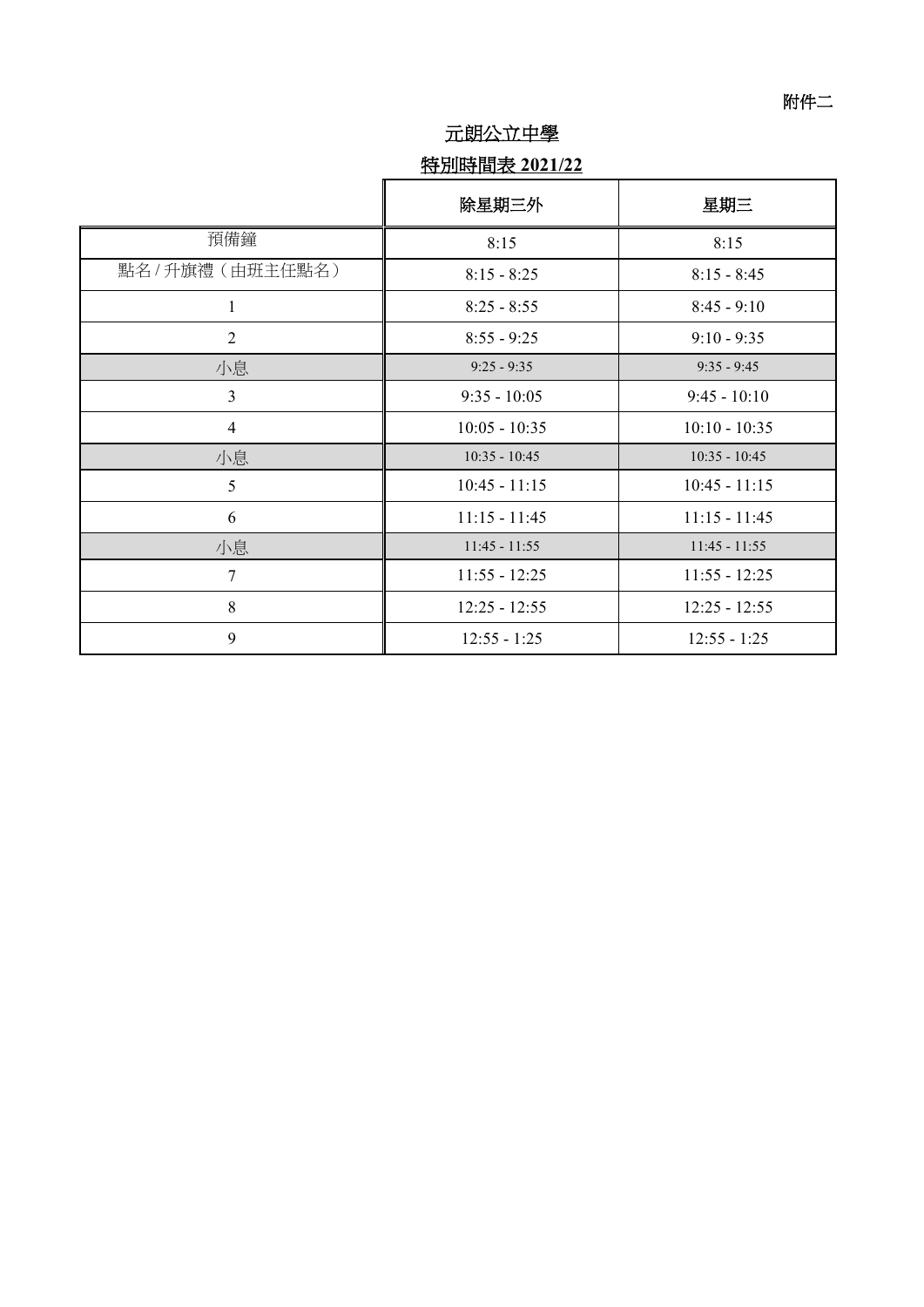附件二

# 元朗公立中學

## 特別時間表 2021/22

| | 除星期三外 | 星期三 |
|---|---|---|
| 預備鐘 | 8:15 | 8:15 |
| 點名 / 升旗禮（由班主任點名） | 8:15 - 8:25 | 8:15 - 8:45 |
| 1 | 8:25 - 8:55 | 8:45 - 9:10 |
| 2 | 8:55 - 9:25 | 9:10 - 9:35 |
| 小息 | 9:25 - 9:35 | 9:35 - 9:45 |
| 3 | 9:35 - 10:05 | 9:45 - 10:10 |
| 4 | 10:05 - 10:35 | 10:10 - 10:35 |
| 小息 | 10:35 - 10:45 | 10:35 - 10:45 |
| 5 | 10:45 - 11:15 | 10:45 - 11:15 |
| 6 | 11:15 - 11:45 | 11:15 - 11:45 |
| 小息 | 11:45 - 11:55 | 11:45 - 11:55 |
| 7 | 11:55 - 12:25 | 11:55 - 12:25 |
| 8 | 12:25 - 12:55 | 12:25 - 12:55 |
| 9 | 12:55 - 1:25 | 12:55 - 1:25 |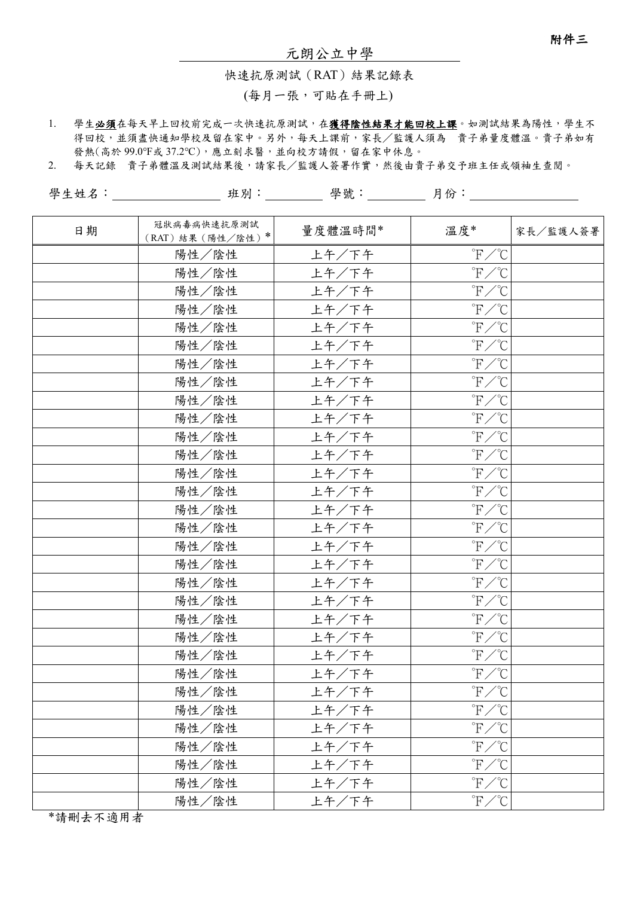附件三

# 元朗公立中學

## 快速抗原測試（RAT）結果記錄表

(每月一張，可貼在手冊上)

1. 學生**必須**在每天早上回校前完成一次快速抗原測試，在**獲得陰性結果才能回校上課**。如測試結果為陽性，學生不得回校，並須盡快通知學校及留在家中。另外，每天上課前，家長／監護人須為　貴子弟量度體溫。貴子弟如有發熱(高於 99.0°F或 37.2°C)，應立刻求醫，並向校方請假，留在家中休息。
2. 每天記錄　貴子弟體溫及測試結果後，請家長／監護人簽署作實，然後由貴子弟交予班主任或領袖生查閱。

學生姓名：＿＿＿＿＿＿＿＿ 班別：＿＿＿＿＿ 學號：＿＿＿＿＿ 月份：＿＿＿＿＿＿＿＿

| 日期 | 冠狀病毒病快速抗原測試（RAT）結果（陽性／陰性）* | 量度體溫時間* | 溫度* | 家長／監護人簽署 |
|---|---|---|---|---|
| | 陽性／陰性 | 上午／下午 | ℉／℃ | |
| | 陽性／陰性 | 上午／下午 | ℉／℃ | |
| | 陽性／陰性 | 上午／下午 | ℉／℃ | |
| | 陽性／陰性 | 上午／下午 | ℉／℃ | |
| | 陽性／陰性 | 上午／下午 | ℉／℃ | |
| | 陽性／陰性 | 上午／下午 | ℉／℃ | |
| | 陽性／陰性 | 上午／下午 | ℉／℃ | |
| | 陽性／陰性 | 上午／下午 | ℉／℃ | |
| | 陽性／陰性 | 上午／下午 | ℉／℃ | |
| | 陽性／陰性 | 上午／下午 | ℉／℃ | |
| | 陽性／陰性 | 上午／下午 | ℉／℃ | |
| | 陽性／陰性 | 上午／下午 | ℉／℃ | |
| | 陽性／陰性 | 上午／下午 | ℉／℃ | |
| | 陽性／陰性 | 上午／下午 | ℉／℃ | |
| | 陽性／陰性 | 上午／下午 | ℉／℃ | |
| | 陽性／陰性 | 上午／下午 | ℉／℃ | |
| | 陽性／陰性 | 上午／下午 | ℉／℃ | |
| | 陽性／陰性 | 上午／下午 | ℉／℃ | |
| | 陽性／陰性 | 上午／下午 | ℉／℃ | |
| | 陽性／陰性 | 上午／下午 | ℉／℃ | |
| | 陽性／陰性 | 上午／下午 | ℉／℃ | |
| | 陽性／陰性 | 上午／下午 | ℉／℃ | |
| | 陽性／陰性 | 上午／下午 | ℉／℃ | |
| | 陽性／陰性 | 上午／下午 | ℉／℃ | |
| | 陽性／陰性 | 上午／下午 | ℉／℃ | |
| | 陽性／陰性 | 上午／下午 | ℉／℃ | |
| | 陽性／陰性 | 上午／下午 | ℉／℃ | |
| | 陽性／陰性 | 上午／下午 | ℉／℃ | |
| | 陽性／陰性 | 上午／下午 | ℉／℃ | |
| | 陽性／陰性 | 上午／下午 | ℉／℃ | |
| | 陽性／陰性 | 上午／下午 | ℉／℃ | |

*請刪去不適用者